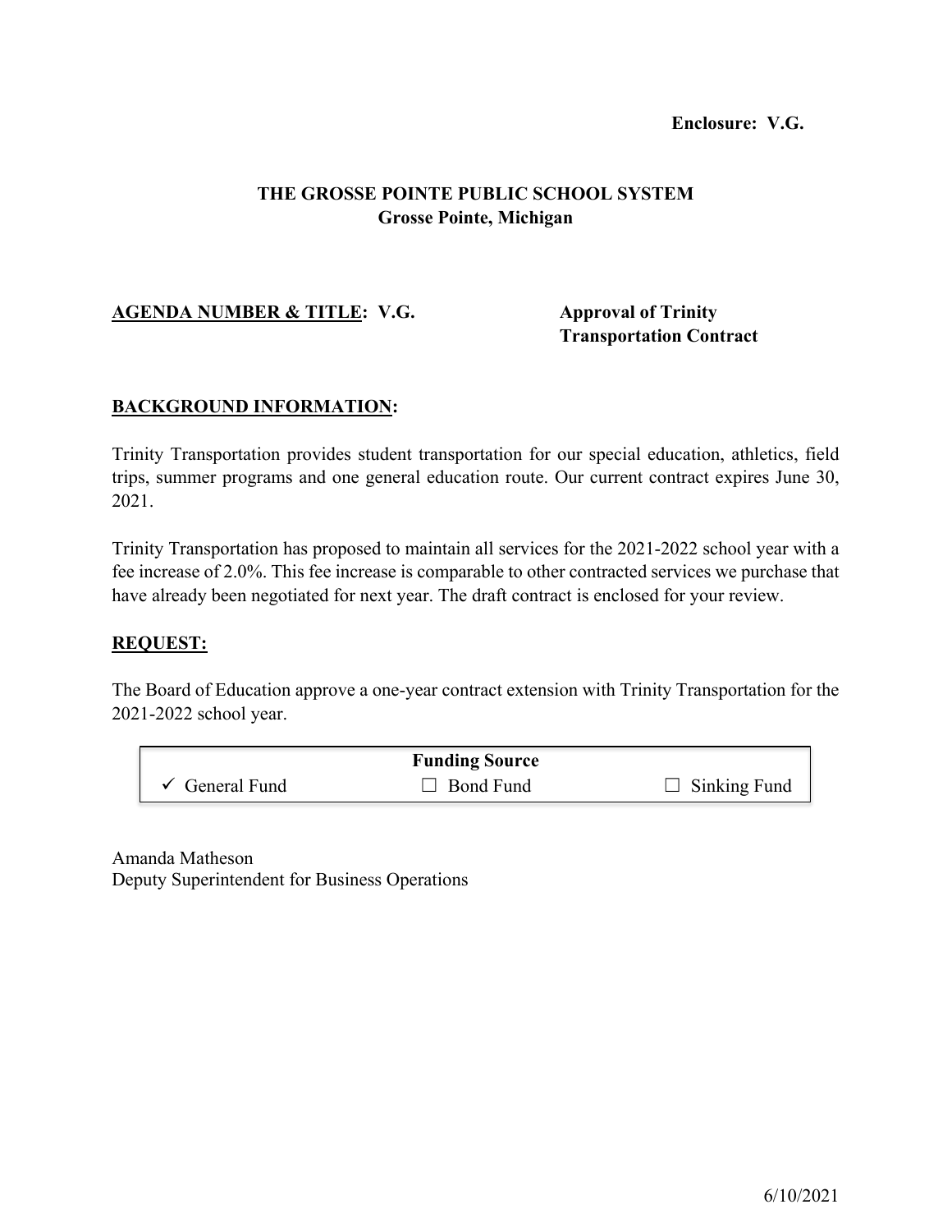**Enclosure: V.G.**

**THE GROSSE POINTE PUBLIC SCHOOL SYSTEM**
**Grosse Pointe, Michigan**

**AGENDA NUMBER & TITLE: V.G.** **Approval of Trinity Transportation Contract**

**BACKGROUND INFORMATION:**

Trinity Transportation provides student transportation for our special education, athletics, field trips, summer programs and one general education route. Our current contract expires June 30, 2021.

Trinity Transportation has proposed to maintain all services for the 2021-2022 school year with a fee increase of 2.0%. This fee increase is comparable to other contracted services we purchase that have already been negotiated for next year. The draft contract is enclosed for your review.

**REQUEST:**

The Board of Education approve a one-year contract extension with Trinity Transportation for the 2021-2022 school year.

| **Funding Source** | | |
|---|---|---|
| ✓ General Fund | ☐ Bond Fund | ☐ Sinking Fund |

Amanda Matheson
Deputy Superintendent for Business Operations

6/10/2021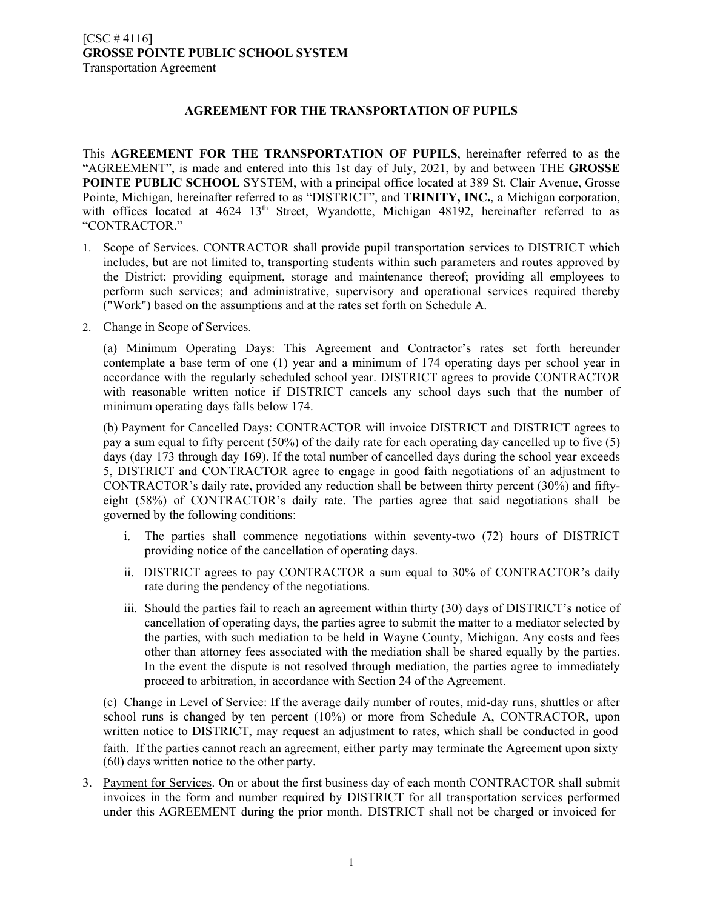[CSC # 4116]
**GROSSE POINTE PUBLIC SCHOOL SYSTEM**
Transportation Agreement

## AGREEMENT FOR THE TRANSPORTATION OF PUPILS

This **AGREEMENT FOR THE TRANSPORTATION OF PUPILS**, hereinafter referred to as the "AGREEMENT", is made and entered into this 1st day of July, 2021, by and between THE **GROSSE POINTE PUBLIC SCHOOL** SYSTEM, with a principal office located at 389 St. Clair Avenue, Grosse Pointe, Michigan, hereinafter referred to as "DISTRICT", and **TRINITY, INC.**, a Michigan corporation, with offices located at 4624 13th Street, Wyandotte, Michigan 48192, hereinafter referred to as "CONTRACTOR."

1. Scope of Services. CONTRACTOR shall provide pupil transportation services to DISTRICT which includes, but are not limited to, transporting students within such parameters and routes approved by the District; providing equipment, storage and maintenance thereof; providing all employees to perform such services; and administrative, supervisory and operational services required thereby ("Work") based on the assumptions and at the rates set forth on Schedule A.

2. Change in Scope of Services.

   (a) Minimum Operating Days: This Agreement and Contractor's rates set forth hereunder contemplate a base term of one (1) year and a minimum of 174 operating days per school year in accordance with the regularly scheduled school year. DISTRICT agrees to provide CONTRACTOR with reasonable written notice if DISTRICT cancels any school days such that the number of minimum operating days falls below 174.

   (b) Payment for Cancelled Days: CONTRACTOR will invoice DISTRICT and DISTRICT agrees to pay a sum equal to fifty percent (50%) of the daily rate for each operating day cancelled up to five (5) days (day 173 through day 169). If the total number of cancelled days during the school year exceeds 5, DISTRICT and CONTRACTOR agree to engage in good faith negotiations of an adjustment to CONTRACTOR's daily rate, provided any reduction shall be between thirty percent (30%) and fifty-eight (58%) of CONTRACTOR's daily rate. The parties agree that said negotiations shall be governed by the following conditions:

      i. The parties shall commence negotiations within seventy-two (72) hours of DISTRICT providing notice of the cancellation of operating days.

      ii. DISTRICT agrees to pay CONTRACTOR a sum equal to 30% of CONTRACTOR's daily rate during the pendency of the negotiations.

      iii. Should the parties fail to reach an agreement within thirty (30) days of DISTRICT's notice of cancellation of operating days, the parties agree to submit the matter to a mediator selected by the parties, with such mediation to be held in Wayne County, Michigan. Any costs and fees other than attorney fees associated with the mediation shall be shared equally by the parties. In the event the dispute is not resolved through mediation, the parties agree to immediately proceed to arbitration, in accordance with Section 24 of the Agreement.

   (c) Change in Level of Service: If the average daily number of routes, mid-day runs, shuttles or after school runs is changed by ten percent (10%) or more from Schedule A, CONTRACTOR, upon written notice to DISTRICT, may request an adjustment to rates, which shall be conducted in good faith. If the parties cannot reach an agreement, either party may terminate the Agreement upon sixty (60) days written notice to the other party.

3. Payment for Services. On or about the first business day of each month CONTRACTOR shall submit invoices in the form and number required by DISTRICT for all transportation services performed under this AGREEMENT during the prior month. DISTRICT shall not be charged or invoiced for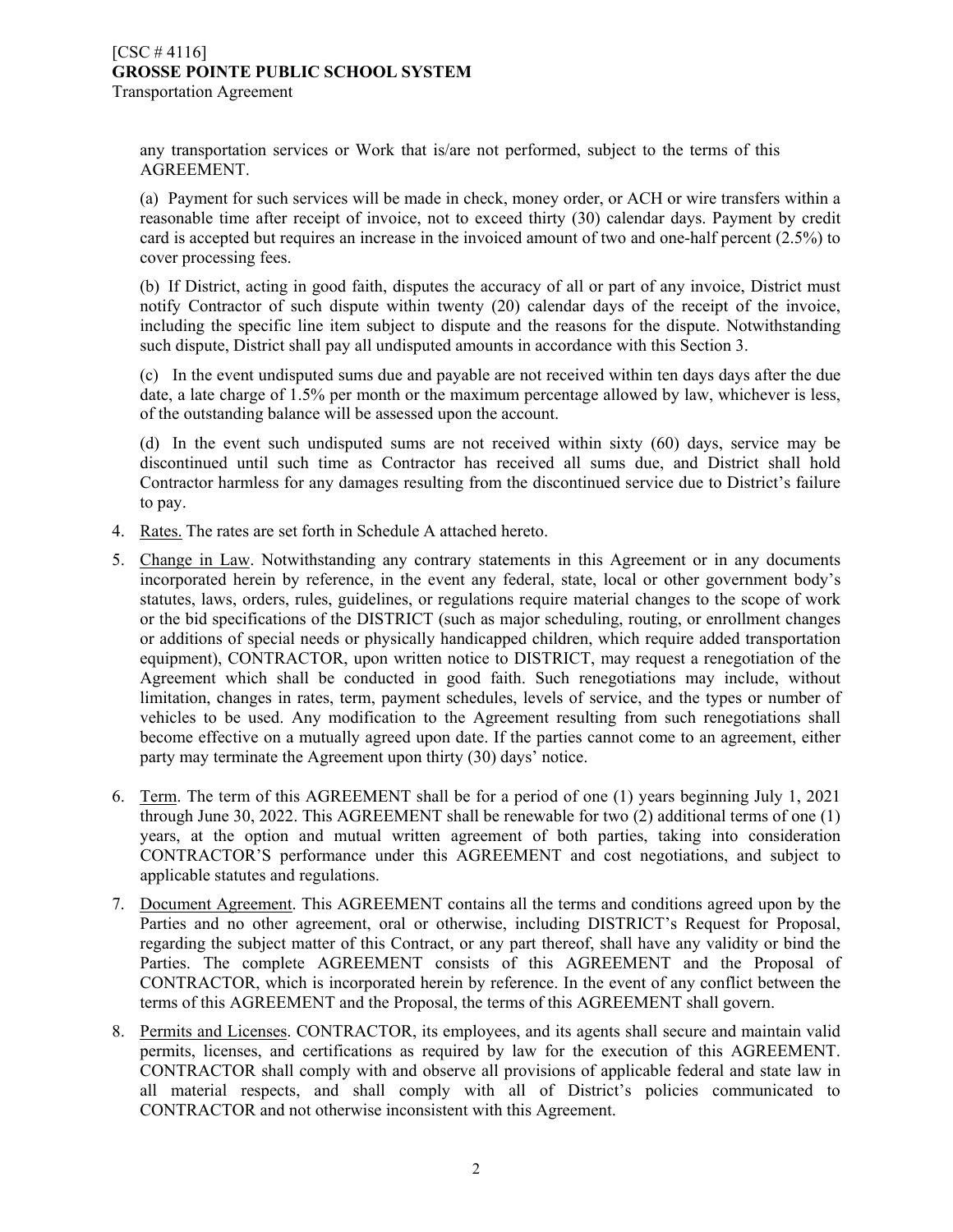any transportation services or Work that is/are not performed, subject to the terms of this AGREEMENT.

(a) Payment for such services will be made in check, money order, or ACH or wire transfers within a reasonable time after receipt of invoice, not to exceed thirty (30) calendar days. Payment by credit card is accepted but requires an increase in the invoiced amount of two and one-half percent (2.5%) to cover processing fees.

(b) If District, acting in good faith, disputes the accuracy of all or part of any invoice, District must notify Contractor of such dispute within twenty (20) calendar days of the receipt of the invoice, including the specific line item subject to dispute and the reasons for the dispute. Notwithstanding such dispute, District shall pay all undisputed amounts in accordance with this Section 3.

(c) In the event undisputed sums due and payable are not received within ten days days after the due date, a late charge of 1.5% per month or the maximum percentage allowed by law, whichever is less, of the outstanding balance will be assessed upon the account.

(d) In the event such undisputed sums are not received within sixty (60) days, service may be discontinued until such time as Contractor has received all sums due, and District shall hold Contractor harmless for any damages resulting from the discontinued service due to District's failure to pay.

4. Rates. The rates are set forth in Schedule A attached hereto.

5. Change in Law. Notwithstanding any contrary statements in this Agreement or in any documents incorporated herein by reference, in the event any federal, state, local or other government body's statutes, laws, orders, rules, guidelines, or regulations require material changes to the scope of work or the bid specifications of the DISTRICT (such as major scheduling, routing, or enrollment changes or additions of special needs or physically handicapped children, which require added transportation equipment), CONTRACTOR, upon written notice to DISTRICT, may request a renegotiation of the Agreement which shall be conducted in good faith. Such renegotiations may include, without limitation, changes in rates, term, payment schedules, levels of service, and the types or number of vehicles to be used. Any modification to the Agreement resulting from such renegotiations shall become effective on a mutually agreed upon date. If the parties cannot come to an agreement, either party may terminate the Agreement upon thirty (30) days' notice.

6. Term. The term of this AGREEMENT shall be for a period of one (1) years beginning July 1, 2021 through June 30, 2022. This AGREEMENT shall be renewable for two (2) additional terms of one (1) years, at the option and mutual written agreement of both parties, taking into consideration CONTRACTOR'S performance under this AGREEMENT and cost negotiations, and subject to applicable statutes and regulations.

7. Document Agreement. This AGREEMENT contains all the terms and conditions agreed upon by the Parties and no other agreement, oral or otherwise, including DISTRICT's Request for Proposal, regarding the subject matter of this Contract, or any part thereof, shall have any validity or bind the Parties. The complete AGREEMENT consists of this AGREEMENT and the Proposal of CONTRACTOR, which is incorporated herein by reference. In the event of any conflict between the terms of this AGREEMENT and the Proposal, the terms of this AGREEMENT shall govern.

8. Permits and Licenses. CONTRACTOR, its employees, and its agents shall secure and maintain valid permits, licenses, and certifications as required by law for the execution of this AGREEMENT. CONTRACTOR shall comply with and observe all provisions of applicable federal and state law in all material respects, and shall comply with all of District's policies communicated to CONTRACTOR and not otherwise inconsistent with this Agreement.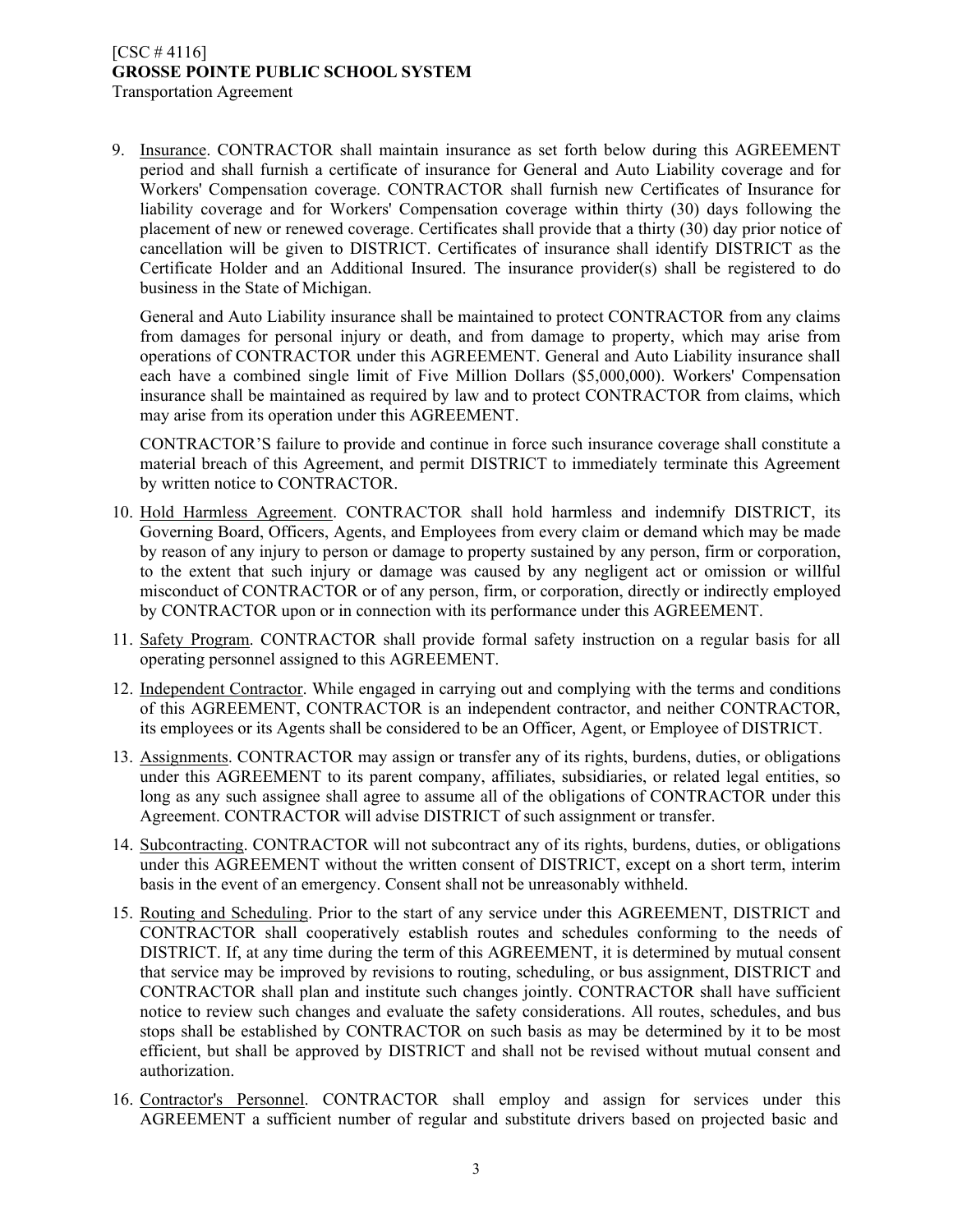9. <u>Insurance</u>. CONTRACTOR shall maintain insurance as set forth below during this AGREEMENT period and shall furnish a certificate of insurance for General and Auto Liability coverage and for Workers' Compensation coverage. CONTRACTOR shall furnish new Certificates of Insurance for liability coverage and for Workers' Compensation coverage within thirty (30) days following the placement of new or renewed coverage. Certificates shall provide that a thirty (30) day prior notice of cancellation will be given to DISTRICT. Certificates of insurance shall identify DISTRICT as the Certificate Holder and an Additional Insured. The insurance provider(s) shall be registered to do business in the State of Michigan.

   General and Auto Liability insurance shall be maintained to protect CONTRACTOR from any claims from damages for personal injury or death, and from damage to property, which may arise from operations of CONTRACTOR under this AGREEMENT. General and Auto Liability insurance shall each have a combined single limit of Five Million Dollars ($5,000,000). Workers' Compensation insurance shall be maintained as required by law and to protect CONTRACTOR from claims, which may arise from its operation under this AGREEMENT.

   CONTRACTOR'S failure to provide and continue in force such insurance coverage shall constitute a material breach of this Agreement, and permit DISTRICT to immediately terminate this Agreement by written notice to CONTRACTOR.

10. <u>Hold Harmless Agreement</u>. CONTRACTOR shall hold harmless and indemnify DISTRICT, its Governing Board, Officers, Agents, and Employees from every claim or demand which may be made by reason of any injury to person or damage to property sustained by any person, firm or corporation, to the extent that such injury or damage was caused by any negligent act or omission or willful misconduct of CONTRACTOR or of any person, firm, or corporation, directly or indirectly employed by CONTRACTOR upon or in connection with its performance under this AGREEMENT.

11. <u>Safety Program</u>. CONTRACTOR shall provide formal safety instruction on a regular basis for all operating personnel assigned to this AGREEMENT.

12. <u>Independent Contractor</u>. While engaged in carrying out and complying with the terms and conditions of this AGREEMENT, CONTRACTOR is an independent contractor, and neither CONTRACTOR, its employees or its Agents shall be considered to be an Officer, Agent, or Employee of DISTRICT.

13. <u>Assignments</u>. CONTRACTOR may assign or transfer any of its rights, burdens, duties, or obligations under this AGREEMENT to its parent company, affiliates, subsidiaries, or related legal entities, so long as any such assignee shall agree to assume all of the obligations of CONTRACTOR under this Agreement. CONTRACTOR will advise DISTRICT of such assignment or transfer.

14. <u>Subcontracting</u>. CONTRACTOR will not subcontract any of its rights, burdens, duties, or obligations under this AGREEMENT without the written consent of DISTRICT, except on a short term, interim basis in the event of an emergency. Consent shall not be unreasonably withheld.

15. <u>Routing and Scheduling</u>. Prior to the start of any service under this AGREEMENT, DISTRICT and CONTRACTOR shall cooperatively establish routes and schedules conforming to the needs of DISTRICT. If, at any time during the term of this AGREEMENT, it is determined by mutual consent that service may be improved by revisions to routing, scheduling, or bus assignment, DISTRICT and CONTRACTOR shall plan and institute such changes jointly. CONTRACTOR shall have sufficient notice to review such changes and evaluate the safety considerations. All routes, schedules, and bus stops shall be established by CONTRACTOR on such basis as may be determined by it to be most efficient, but shall be approved by DISTRICT and shall not be revised without mutual consent and authorization.

16. <u>Contractor's Personnel</u>. CONTRACTOR shall employ and assign for services under this AGREEMENT a sufficient number of regular and substitute drivers based on projected basic and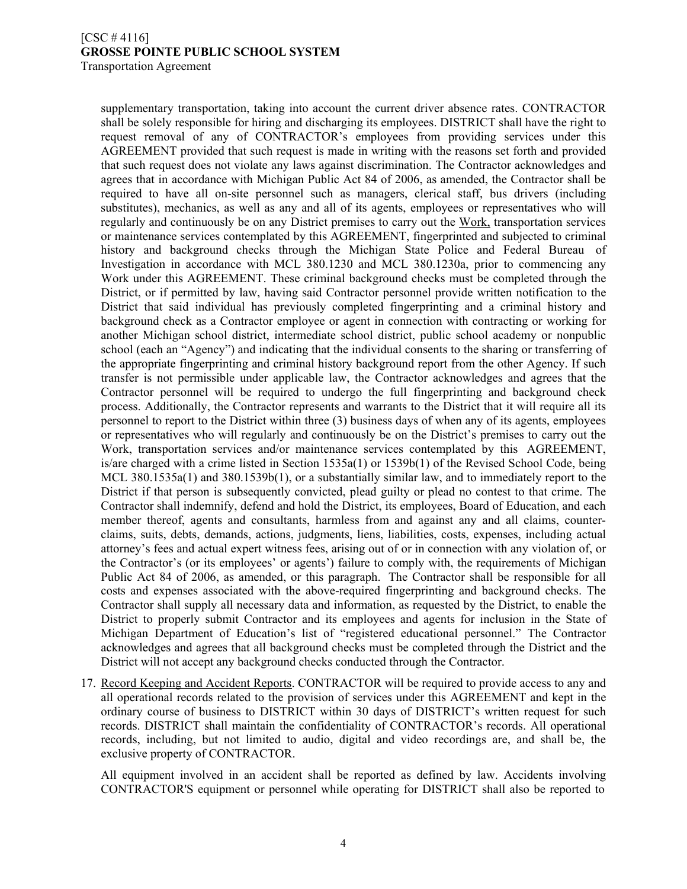supplementary transportation, taking into account the current driver absence rates. CONTRACTOR shall be solely responsible for hiring and discharging its employees. DISTRICT shall have the right to request removal of any of CONTRACTOR's employees from providing services under this AGREEMENT provided that such request is made in writing with the reasons set forth and provided that such request does not violate any laws against discrimination. The Contractor acknowledges and agrees that in accordance with Michigan Public Act 84 of 2006, as amended, the Contractor shall be required to have all on-site personnel such as managers, clerical staff, bus drivers (including substitutes), mechanics, as well as any and all of its agents, employees or representatives who will regularly and continuously be on any District premises to carry out the <u>Work,</u> transportation services or maintenance services contemplated by this AGREEMENT, fingerprinted and subjected to criminal history and background checks through the Michigan State Police and Federal Bureau of Investigation in accordance with MCL 380.1230 and MCL 380.1230a, prior to commencing any Work under this AGREEMENT. These criminal background checks must be completed through the District, or if permitted by law, having said Contractor personnel provide written notification to the District that said individual has previously completed fingerprinting and a criminal history and background check as a Contractor employee or agent in connection with contracting or working for another Michigan school district, intermediate school district, public school academy or nonpublic school (each an "Agency") and indicating that the individual consents to the sharing or transferring of the appropriate fingerprinting and criminal history background report from the other Agency. If such transfer is not permissible under applicable law, the Contractor acknowledges and agrees that the Contractor personnel will be required to undergo the full fingerprinting and background check process. Additionally, the Contractor represents and warrants to the District that it will require all its personnel to report to the District within three (3) business days of when any of its agents, employees or representatives who will regularly and continuously be on the District's premises to carry out the Work, transportation services and/or maintenance services contemplated by this AGREEMENT, is/are charged with a crime listed in Section 1535a(1) or 1539b(1) of the Revised School Code, being MCL 380.1535a(1) and 380.1539b(1), or a substantially similar law, and to immediately report to the District if that person is subsequently convicted, plead guilty or plead no contest to that crime. The Contractor shall indemnify, defend and hold the District, its employees, Board of Education, and each member thereof, agents and consultants, harmless from and against any and all claims, counter-claims, suits, debts, demands, actions, judgments, liens, liabilities, costs, expenses, including actual attorney's fees and actual expert witness fees, arising out of or in connection with any violation of, or the Contractor's (or its employees' or agents') failure to comply with, the requirements of Michigan Public Act 84 of 2006, as amended, or this paragraph. The Contractor shall be responsible for all costs and expenses associated with the above-required fingerprinting and background checks. The Contractor shall supply all necessary data and information, as requested by the District, to enable the District to properly submit Contractor and its employees and agents for inclusion in the State of Michigan Department of Education's list of "registered educational personnel." The Contractor acknowledges and agrees that all background checks must be completed through the District and the District will not accept any background checks conducted through the Contractor.

17. <u>Record Keeping and Accident Reports</u>. CONTRACTOR will be required to provide access to any and all operational records related to the provision of services under this AGREEMENT and kept in the ordinary course of business to DISTRICT within 30 days of DISTRICT's written request for such records. DISTRICT shall maintain the confidentiality of CONTRACTOR's records. All operational records, including, but not limited to audio, digital and video recordings are, and shall be, the exclusive property of CONTRACTOR.

    All equipment involved in an accident shall be reported as defined by law. Accidents involving CONTRACTOR'S equipment or personnel while operating for DISTRICT shall also be reported to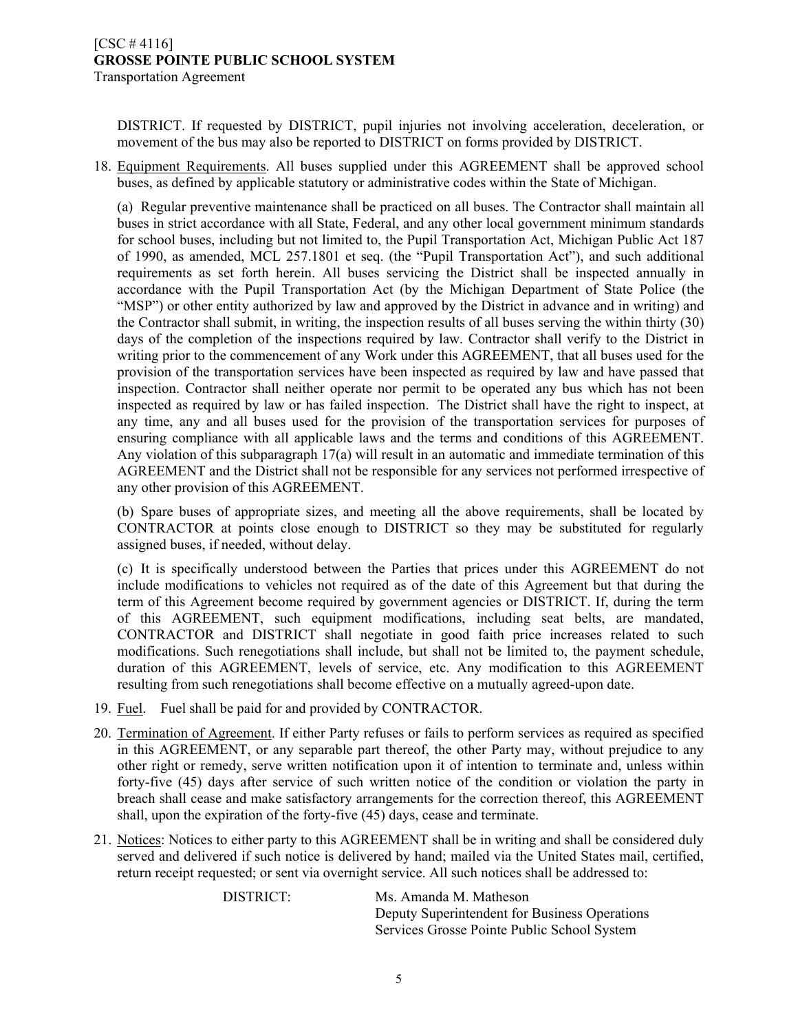DISTRICT. If requested by DISTRICT, pupil injuries not involving acceleration, deceleration, or movement of the bus may also be reported to DISTRICT on forms provided by DISTRICT.

18. Equipment Requirements. All buses supplied under this AGREEMENT shall be approved school buses, as defined by applicable statutory or administrative codes within the State of Michigan.

    (a) Regular preventive maintenance shall be practiced on all buses. The Contractor shall maintain all buses in strict accordance with all State, Federal, and any other local government minimum standards for school buses, including but not limited to, the Pupil Transportation Act, Michigan Public Act 187 of 1990, as amended, MCL 257.1801 et seq. (the "Pupil Transportation Act"), and such additional requirements as set forth herein. All buses servicing the District shall be inspected annually in accordance with the Pupil Transportation Act (by the Michigan Department of State Police (the "MSP") or other entity authorized by law and approved by the District in advance and in writing) and the Contractor shall submit, in writing, the inspection results of all buses serving the within thirty (30) days of the completion of the inspections required by law. Contractor shall verify to the District in writing prior to the commencement of any Work under this AGREEMENT, that all buses used for the provision of the transportation services have been inspected as required by law and have passed that inspection. Contractor shall neither operate nor permit to be operated any bus which has not been inspected as required by law or has failed inspection. The District shall have the right to inspect, at any time, any and all buses used for the provision of the transportation services for purposes of ensuring compliance with all applicable laws and the terms and conditions of this AGREEMENT. Any violation of this subparagraph 17(a) will result in an automatic and immediate termination of this AGREEMENT and the District shall not be responsible for any services not performed irrespective of any other provision of this AGREEMENT.

    (b) Spare buses of appropriate sizes, and meeting all the above requirements, shall be located by CONTRACTOR at points close enough to DISTRICT so they may be substituted for regularly assigned buses, if needed, without delay.

    (c) It is specifically understood between the Parties that prices under this AGREEMENT do not include modifications to vehicles not required as of the date of this Agreement but that during the term of this Agreement become required by government agencies or DISTRICT. If, during the term of this AGREEMENT, such equipment modifications, including seat belts, are mandated, CONTRACTOR and DISTRICT shall negotiate in good faith price increases related to such modifications. Such renegotiations shall include, but shall not be limited to, the payment schedule, duration of this AGREEMENT, levels of service, etc. Any modification to this AGREEMENT resulting from such renegotiations shall become effective on a mutually agreed-upon date.

19. Fuel. Fuel shall be paid for and provided by CONTRACTOR.

20. Termination of Agreement. If either Party refuses or fails to perform services as required as specified in this AGREEMENT, or any separable part thereof, the other Party may, without prejudice to any other right or remedy, serve written notification upon it of intention to terminate and, unless within forty-five (45) days after service of such written notice of the condition or violation the party in breach shall cease and make satisfactory arrangements for the correction thereof, this AGREEMENT shall, upon the expiration of the forty-five (45) days, cease and terminate.

21. Notices: Notices to either party to this AGREEMENT shall be in writing and shall be considered duly served and delivered if such notice is delivered by hand; mailed via the United States mail, certified, return receipt requested; or sent via overnight service. All such notices shall be addressed to:

    DISTRICT: Ms. Amanda M. Matheson
    Deputy Superintendent for Business Operations
    Services Grosse Pointe Public School System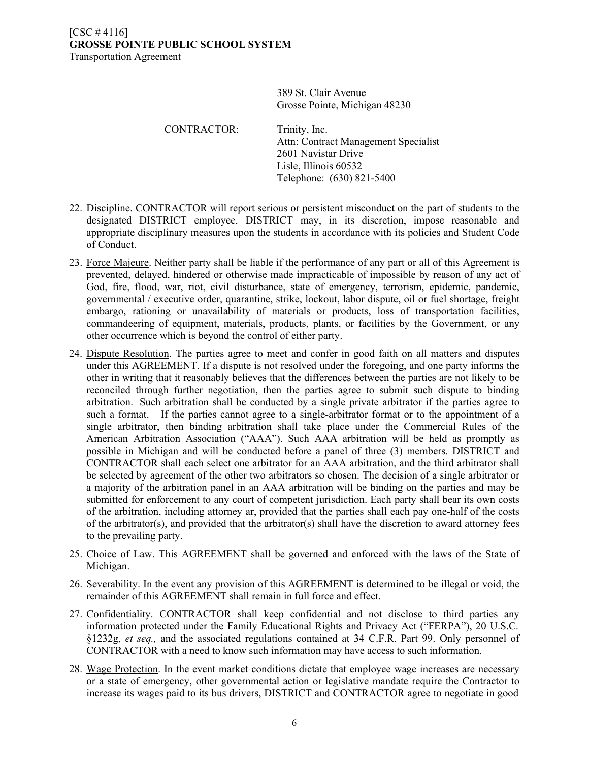389 St. Clair Avenue
Grosse Pointe, Michigan 48230

CONTRACTOR: Trinity, Inc.
Attn: Contract Management Specialist
2601 Navistar Drive
Lisle, Illinois 60532
Telephone: (630) 821-5400

22. Discipline. CONTRACTOR will report serious or persistent misconduct on the part of students to the designated DISTRICT employee. DISTRICT may, in its discretion, impose reasonable and appropriate disciplinary measures upon the students in accordance with its policies and Student Code of Conduct.

23. Force Majeure. Neither party shall be liable if the performance of any part or all of this Agreement is prevented, delayed, hindered or otherwise made impracticable of impossible by reason of any act of God, fire, flood, war, riot, civil disturbance, state of emergency, terrorism, epidemic, pandemic, governmental / executive order, quarantine, strike, lockout, labor dispute, oil or fuel shortage, freight embargo, rationing or unavailability of materials or products, loss of transportation facilities, commandeering of equipment, materials, products, plants, or facilities by the Government, or any other occurrence which is beyond the control of either party.

24. Dispute Resolution. The parties agree to meet and confer in good faith on all matters and disputes under this AGREEMENT. If a dispute is not resolved under the foregoing, and one party informs the other in writing that it reasonably believes that the differences between the parties are not likely to be reconciled through further negotiation, then the parties agree to submit such dispute to binding arbitration. Such arbitration shall be conducted by a single private arbitrator if the parties agree to such a format. If the parties cannot agree to a single-arbitrator format or to the appointment of a single arbitrator, then binding arbitration shall take place under the Commercial Rules of the American Arbitration Association ("AAA"). Such AAA arbitration will be held as promptly as possible in Michigan and will be conducted before a panel of three (3) members. DISTRICT and CONTRACTOR shall each select one arbitrator for an AAA arbitration, and the third arbitrator shall be selected by agreement of the other two arbitrators so chosen. The decision of a single arbitrator or a majority of the arbitration panel in an AAA arbitration will be binding on the parties and may be submitted for enforcement to any court of competent jurisdiction. Each party shall bear its own costs of the arbitration, including attorney ar, provided that the parties shall each pay one-half of the costs of the arbitrator(s), and provided that the arbitrator(s) shall have the discretion to award attorney fees to the prevailing party.

25. Choice of Law. This AGREEMENT shall be governed and enforced with the laws of the State of Michigan.

26. Severability. In the event any provision of this AGREEMENT is determined to be illegal or void, the remainder of this AGREEMENT shall remain in full force and effect.

27. Confidentiality. CONTRACTOR shall keep confidential and not disclose to third parties any information protected under the Family Educational Rights and Privacy Act ("FERPA"), 20 U.S.C. §1232g, *et seq.,* and the associated regulations contained at 34 C.F.R. Part 99. Only personnel of CONTRACTOR with a need to know such information may have access to such information.

28. Wage Protection. In the event market conditions dictate that employee wage increases are necessary or a state of emergency, other governmental action or legislative mandate require the Contractor to increase its wages paid to its bus drivers, DISTRICT and CONTRACTOR agree to negotiate in good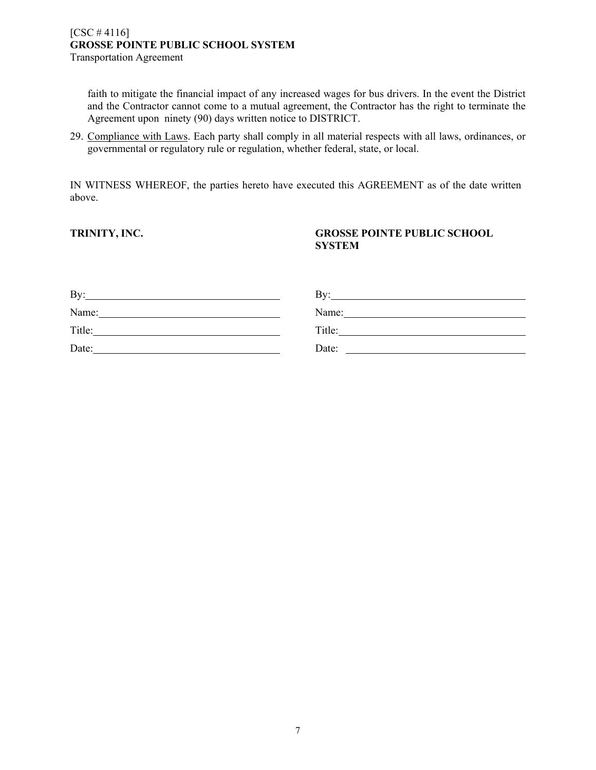faith to mitigate the financial impact of any increased wages for bus drivers. In the event the District and the Contractor cannot come to a mutual agreement, the Contractor has the right to terminate the Agreement upon ninety (90) days written notice to DISTRICT.

29. Compliance with Laws. Each party shall comply in all material respects with all laws, ordinances, or governmental or regulatory rule or regulation, whether federal, state, or local.

IN WITNESS WHEREOF, the parties hereto have executed this AGREEMENT as of the date written above.

| **TRINITY, INC.** | **GROSSE POINTE PUBLIC SCHOOL SYSTEM** |
| --- | --- |
| By: ______________________ | By: ______________________ |
| Name: ______________________ | Name: ______________________ |
| Title: ______________________ | Title: ______________________ |
| Date: ______________________ | Date: ______________________ |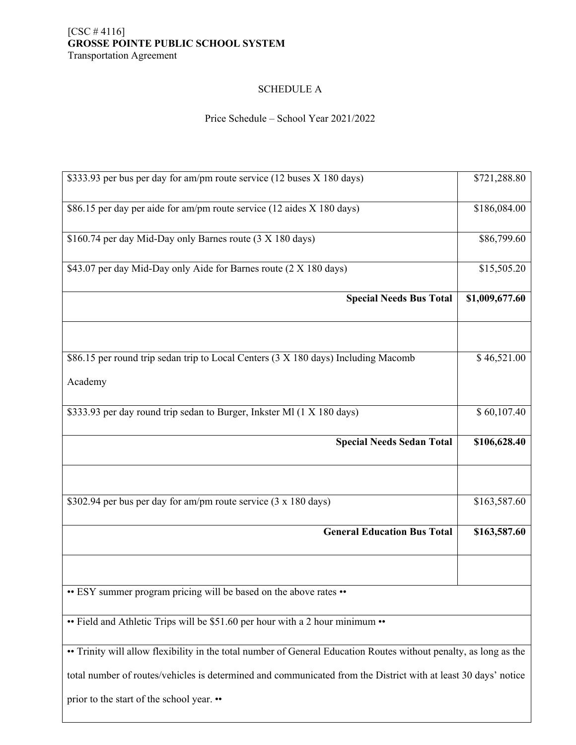[CSC # 4116]
**GROSSE POINTE PUBLIC SCHOOL SYSTEM**
Transportation Agreement

## SCHEDULE A

Price Schedule – School Year 2021/2022

| | |
|---|---|
| $333.93 per bus per day for am/pm route service (12 buses X 180 days) | $721,288.80 |
| $86.15 per day per aide for am/pm route service (12 aides X 180 days) | $186,084.00 |
| $160.74 per day Mid-Day only Barnes route (3 X 180 days) | $86,799.60 |
| $43.07 per day Mid-Day only Aide for Barnes route (2 X 180 days) | $15,505.20 |
| **Special Needs Bus Total** | **$1,009,677.60** |
| | |
| $86.15 per round trip sedan trip to Local Centers (3 X 180 days) Including Macomb Academy | $ 46,521.00 |
| $333.93 per day round trip sedan to Burger, Inkster Ml (1 X 180 days) | $ 60,107.40 |
| **Special Needs Sedan Total** | **$106,628.40** |
| | |
| $302.94 per bus per day for am/pm route service (3 x 180 days) | $163,587.60 |
| **General Education Bus Total** | **$163,587.60** |
| | |
| •• ESY summer program pricing will be based on the above rates •• | |
| •• Field and Athletic Trips will be $51.60 per hour with a 2 hour minimum •• | |
| •• Trinity will allow flexibility in the total number of General Education Routes without penalty, as long as the total number of routes/vehicles is determined and communicated from the District with at least 30 days' notice prior to the start of the school year. •• | |